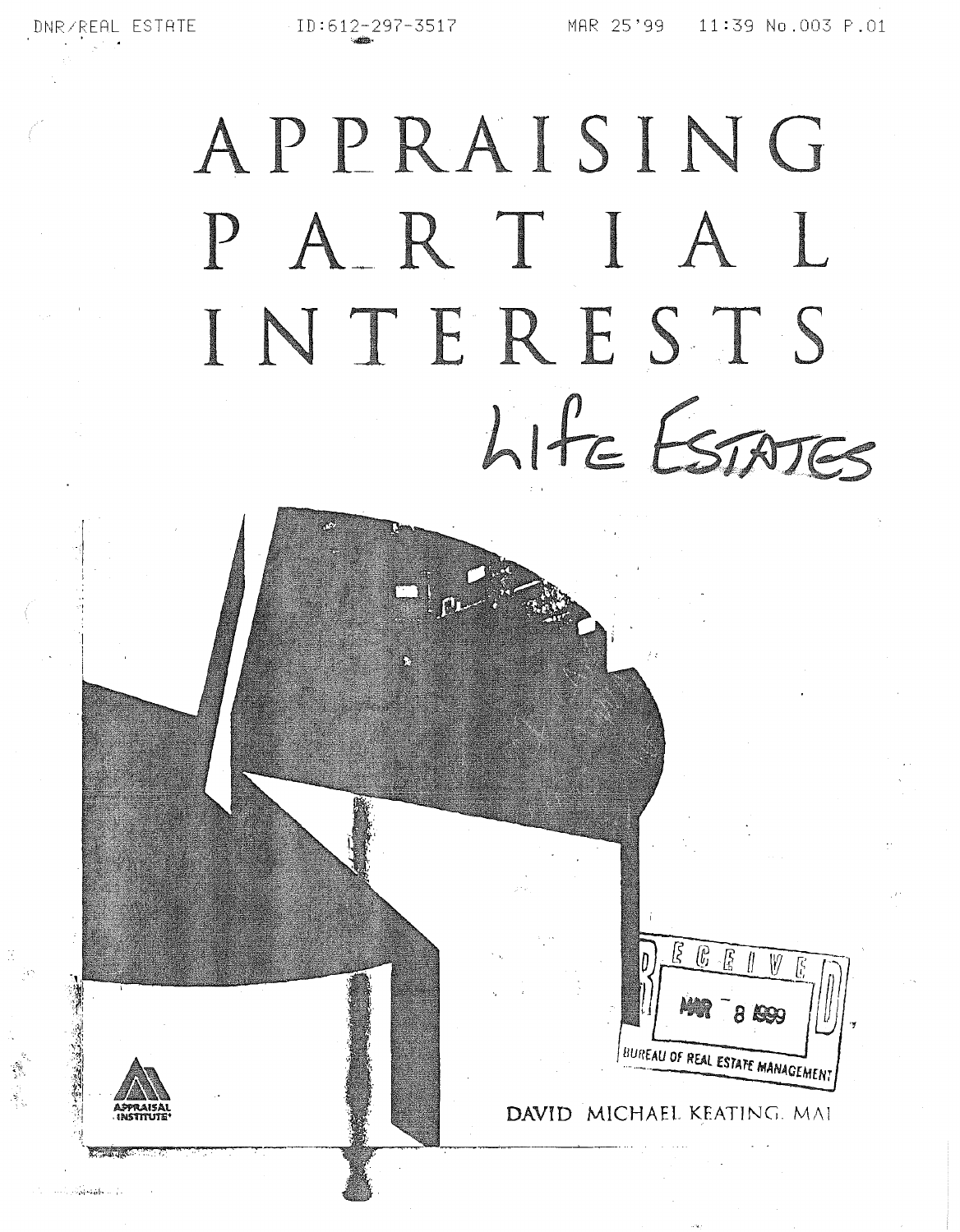DNR/REAL ESTATE ID:612-297-3517 MAR 25'99 11:39 No.003 P.01

# APPRAISING PARTIAL INTERESTS

Life Estates

RECEIVED
MAR 8 1999
BUREAU OF REAL ESTATE MANAGEMENT

APPRAISAL INSTITUTE

DAVID MICHAEL KEATING, MAI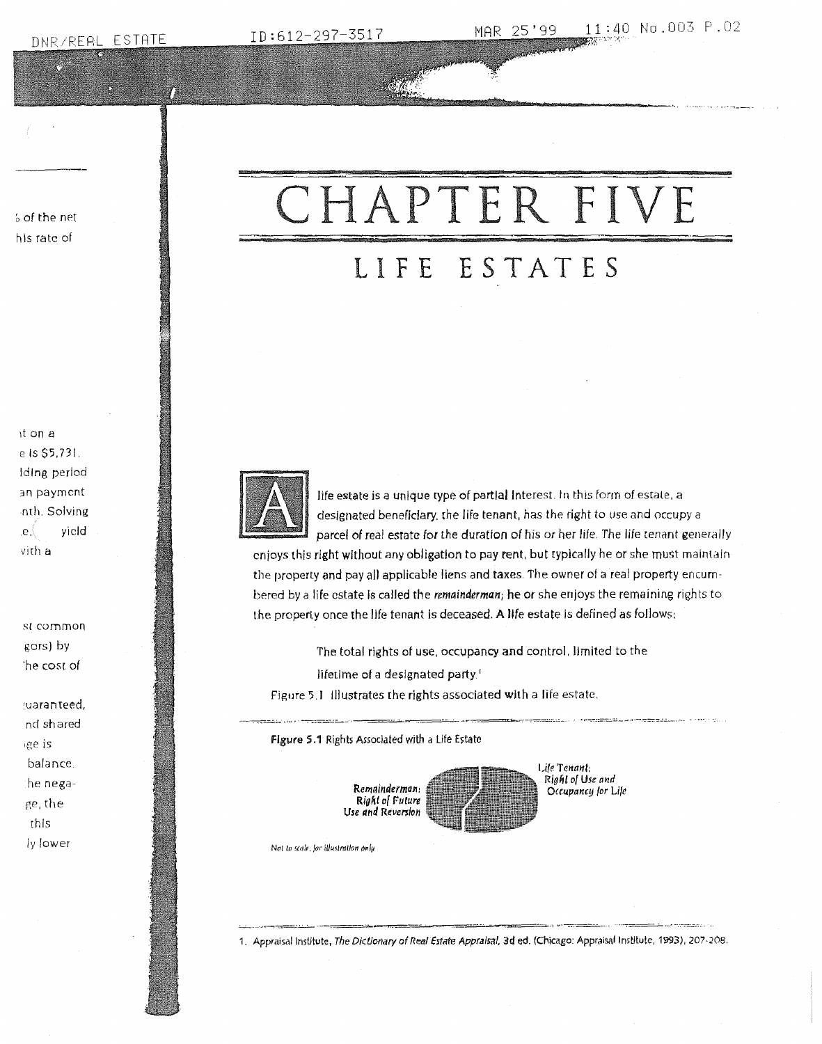# CHAPTER FIVE

## LIFE ESTATES

A life estate is a unique type of partial interest. In this form of estate, a designated beneficiary, the life tenant, has the right to use and occupy a parcel of real estate for the duration of his or her life. The life tenant generally enjoys this right without any obligation to pay rent, but typically he or she must maintain the property and pay all applicable liens and taxes. The owner of a real property encumbered by a life estate is called the *remainderman*; he or she enjoys the remaining rights to the property once the life tenant is deceased. A life estate is defined as follows:

> The total rights of use, occupancy and control, limited to the lifetime of a designated party.[1]

Figure 5.1 illustrates the rights associated with a life estate.

**Figure 5.1** Rights Associated with a Life Estate

*Remainderman: Right of Future Use and Reversion*

*Life Tenant: Right of Use and Occupancy for Life*

*Not to scale, for illustration only*

1. Appraisal Institute, *The Dictionary of Real Estate Appraisal*, 3d ed. (Chicago: Appraisal Institute, 1993), 207-208.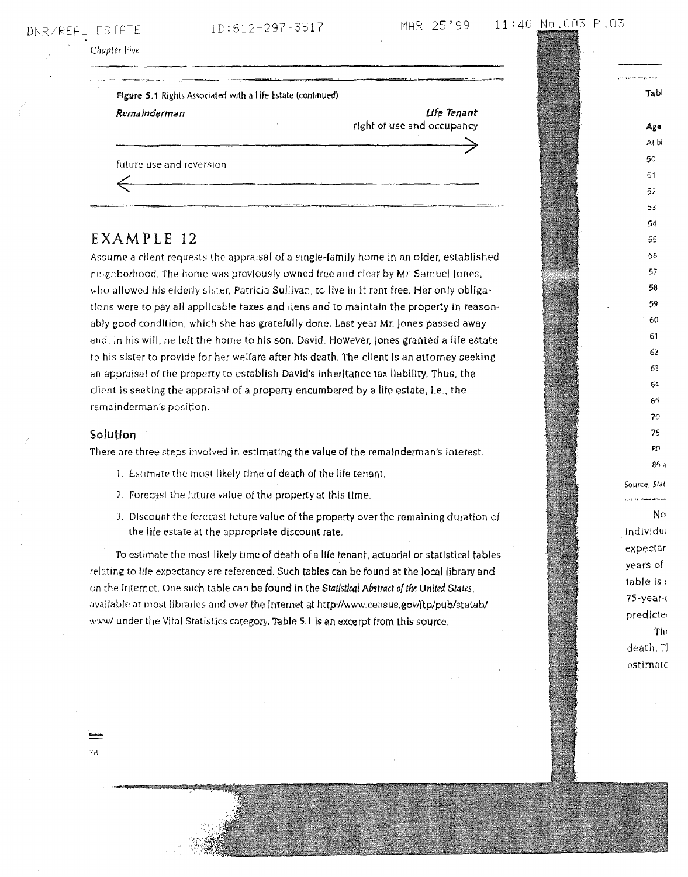Figure 5.1 Rights Associated with a Life Estate (continued)

*Remainderman* — *Life Tenant*

right of use and occupancy →

← future use and reversion

## EXAMPLE 12

Assume a client requests the appraisal of a single-family home in an older, established neighborhood. The home was previously owned free and clear by Mr. Samuel Jones, who allowed his elderly sister, Patricia Sullivan, to live in it rent free. Her only obligations were to pay all applicable taxes and liens and to maintain the property in reasonably good condition, which she has gratefully done. Last year Mr. Jones passed away and, in his will, he left the home to his son, David. However, Jones granted a life estate to his sister to provide for her welfare after his death. The client is an attorney seeking an appraisal of the property to establish David's inheritance tax liability. Thus, the client is seeking the appraisal of a property encumbered by a life estate, i.e., the remainderman's position.

### Solution

There are three steps involved in estimating the value of the remainderman's interest.

1. Estimate the most likely time of death of the life tenant.
2. Forecast the future value of the property at this time.
3. Discount the forecast future value of the property over the remaining duration of the life estate at the appropriate discount rate.

To estimate the most likely time of death of a life tenant, actuarial or statistical tables relating to life expectancy are referenced. Such tables can be found at the local library and on the Internet. One such table can be found in the *Statistical Abstract of the United States*, available at most libraries and over the Internet at http://www.census.gov/ftp/pub/statab/www/ under the Vital Statistics category. Table 5.1 is an excerpt from this source.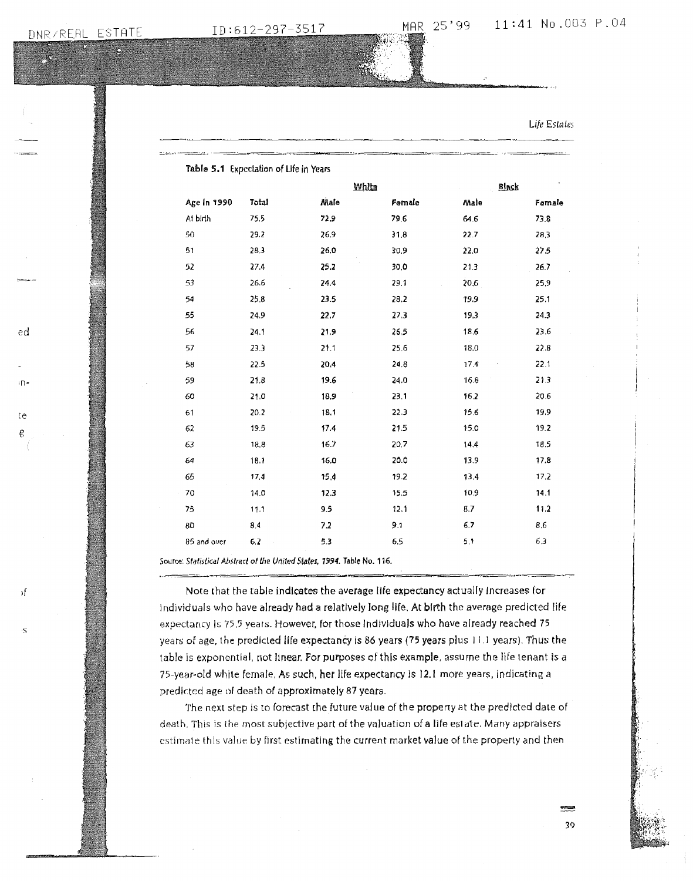**Table 5.1** Expectation of Life in Years

| | | White | | Black | |
|---|---|---|---|---|---|
| Age in 1990 | Total | Male | Female | Male | Female |
| At birth | 75.5 | 72.9 | 79.6 | 64.6 | 73.8 |
| 50 | 29.2 | 26.9 | 31.8 | 22.7 | 28.3 |
| 51 | 28.3 | 26.0 | 30.9 | 22.0 | 27.5 |
| 52 | 27.4 | 25.2 | 30.0 | 21.3 | 26.7 |
| 53 | 26.6 | 24.4 | 29.1 | 20.6 | 25.9 |
| 54 | 25.8 | 23.5 | 28.2 | 19.9 | 25.1 |
| 55 | 24.9 | 22.7 | 27.3 | 19.3 | 24.3 |
| 56 | 24.1 | 21.9 | 26.5 | 18.6 | 23.6 |
| 57 | 23.3 | 21.1 | 25.6 | 18.0 | 22.8 |
| 58 | 22.5 | 20.4 | 24.8 | 17.4 | 22.1 |
| 59 | 21.8 | 19.6 | 24.0 | 16.8 | 21.3 |
| 60 | 21.0 | 18.9 | 23.1 | 16.2 | 20.6 |
| 61 | 20.2 | 18.1 | 22.3 | 15.6 | 19.9 |
| 62 | 19.5 | 17.4 | 21.5 | 15.0 | 19.2 |
| 63 | 18.8 | 16.7 | 20.7 | 14.4 | 18.5 |
| 64 | 18.1 | 16.0 | 20.0 | 13.9 | 17.8 |
| 65 | 17.4 | 15.4 | 19.2 | 13.4 | 17.2 |
| 70 | 14.0 | 12.3 | 15.5 | 10.9 | 14.1 |
| 75 | 11.1 | 9.5 | 12.1 | 8.7 | 11.2 |
| 80 | 8.4 | 7.2 | 9.1 | 6.7 | 8.6 |
| 85 and over | 6.2 | 5.3 | 6.5 | 5.1 | 6.3 |

Source: *Statistical Abstract of the United States, 1994*. Table No. 116.

Note that the table indicates the average life expectancy actually increases for individuals who have already had a relatively long life. At birth the average predicted life expectancy is 75.5 years. However, for those individuals who have already reached 75 years of age, the predicted life expectancy is 86 years (75 years plus 11.1 years). Thus the table is exponential, not linear. For purposes of this example, assume the life tenant is a 75-year-old white female. As such, her life expectancy is 12.1 more years, indicating a predicted age of death of approximately 87 years.

The next step is to forecast the future value of the property at the predicted date of death. This is the most subjective part of the valuation of a life estate. Many appraisers estimate this value by first estimating the current market value of the property and then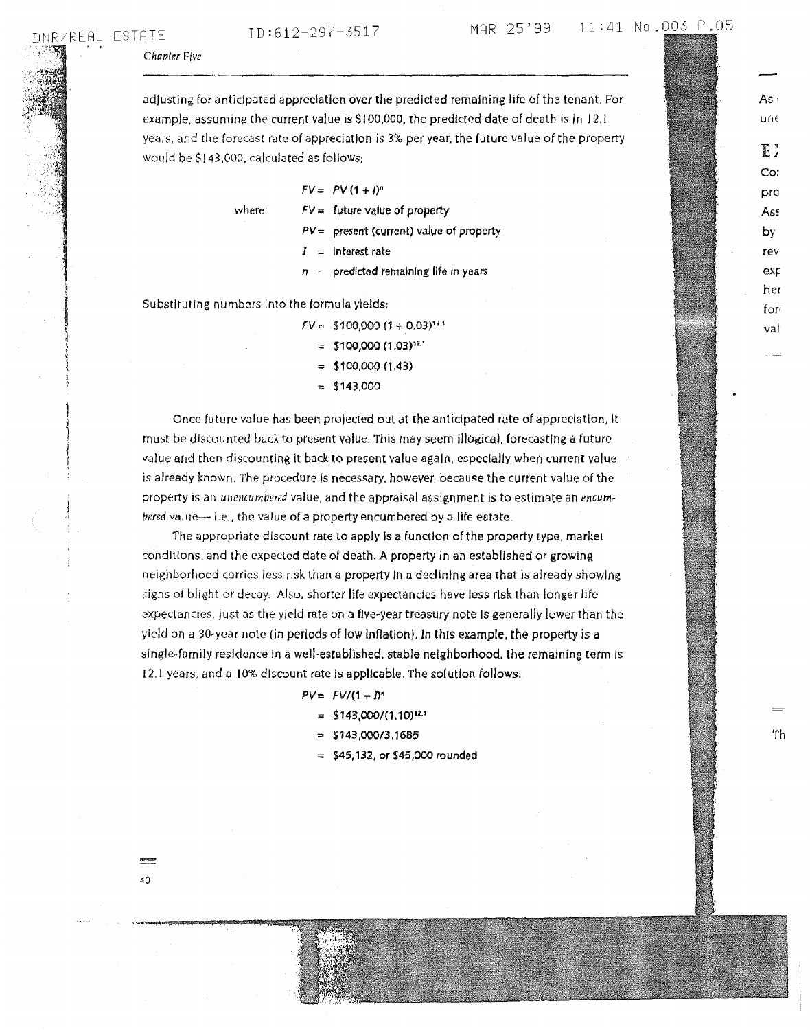adjusting for anticipated appreciation over the predicted remaining life of the tenant. For example, assuming the current value is $100,000, the predicted date of death is in 12.1 years, and the forecast rate of appreciation is 3% per year, the future value of the property would be $143,000, calculated as follows:

$$FV = PV(1 + I)^n$$

where:
- $FV$ = future value of property
- $PV$ = present (current) value of property
- $I$ = interest rate
- $n$ = predicted remaining life in years

Substituting numbers into the formula yields:

$$\begin{aligned} FV &= \$100{,}000\,(1 + 0.03)^{12.1} \\ &= \$100{,}000\,(1.03)^{12.1} \\ &= \$100{,}000\,(1.43) \\ &= \$143{,}000 \end{aligned}$$

Once future value has been projected out at the anticipated rate of appreciation, it must be discounted back to present value. This may seem illogical, forecasting a future value and then discounting it back to present value again, especially when current value is already known. The procedure is necessary, however, because the current value of the property is an *unencumbered* value, and the appraisal assignment is to estimate an *encumbered* value—i.e., the value of a property encumbered by a life estate.

The appropriate discount rate to apply is a function of the property type, market conditions, and the expected date of death. A property in an established or growing neighborhood carries less risk than a property in a declining area that is already showing signs of blight or decay. Also, shorter life expectancies have less risk than longer life expectancies, just as the yield rate on a five-year treasury note is generally lower than the yield on a 30-year note (in periods of low inflation). In this example, the property is a single-family residence in a well-established, stable neighborhood, the remaining term is 12.1 years, and a 10% discount rate is applicable. The solution follows:

$$\begin{aligned} PV &= FV/(1 + I)^n \\ &= \$143{,}000/(1.10)^{12.1} \\ &= \$143{,}000/3.1685 \\ &= \$45{,}132, \text{ or } \$45{,}000 \text{ rounded} \end{aligned}$$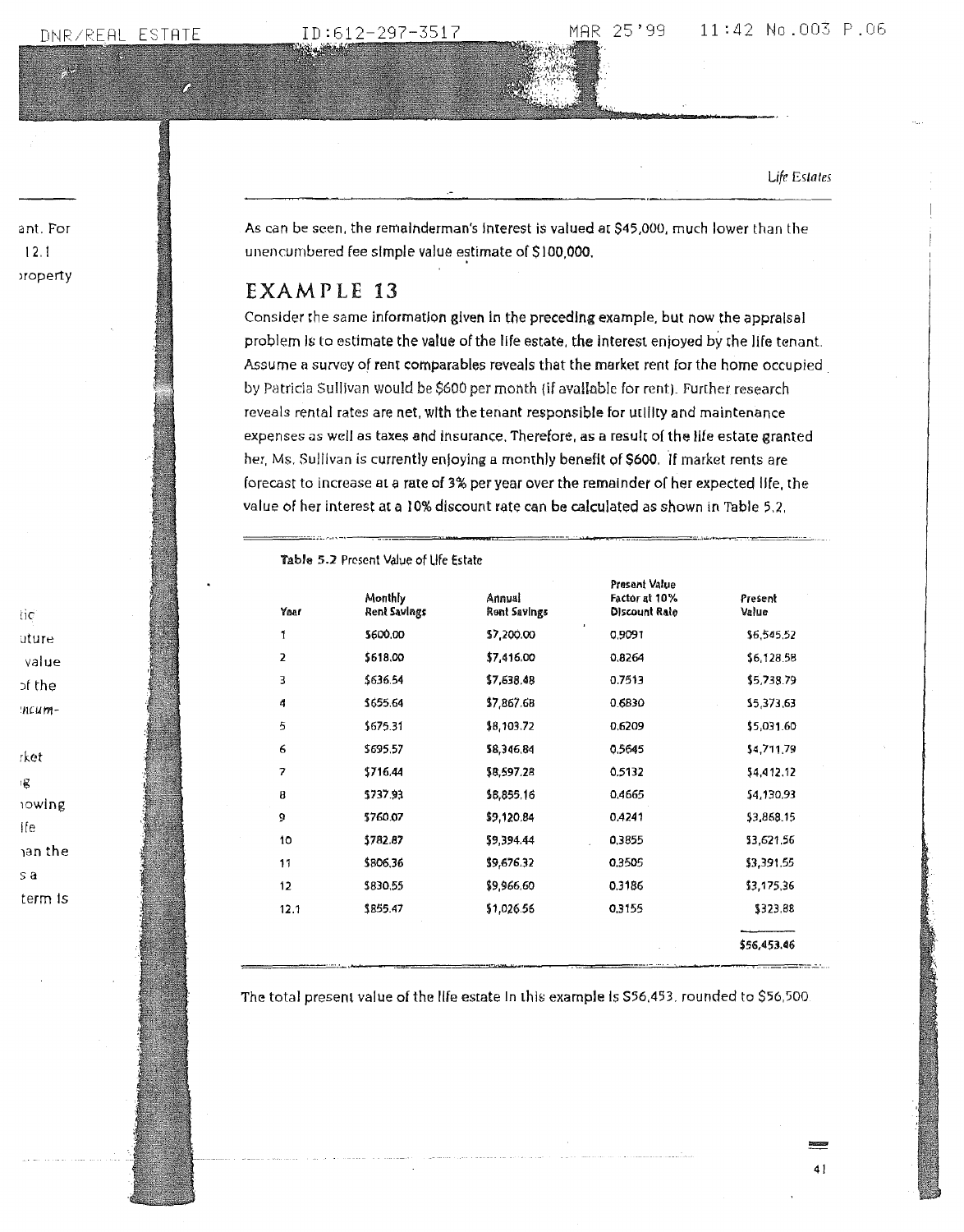As can be seen, the remainderman's interest is valued at $45,000, much lower than the unencumbered fee simple value estimate of $100,000.

## EXAMPLE 13

Consider the same information given in the preceding example, but now the appraisal problem is to estimate the value of the life estate, the interest enjoyed by the life tenant. Assume a survey of rent comparables reveals that the market rent for the home occupied by Patricia Sullivan would be $600 per month (if available for rent). Further research reveals rental rates are net, with the tenant responsible for utility and maintenance expenses as well as taxes and insurance. Therefore, as a result of the life estate granted her, Ms. Sullivan is currently enjoying a monthly benefit of $600. If market rents are forecast to increase at a rate of 3% per year over the remainder of her expected life, the value of her interest at a 10% discount rate can be calculated as shown in Table 5.2.

**Table 5.2** Present Value of Life Estate

| Year | Monthly Rent Savings | Annual Rent Savings | Present Value Factor at 10% Discount Rate | Present Value |
|---|---|---|---|---|
| 1 | $600.00 | $7,200.00 | 0.9091 | $6,545.52 |
| 2 | $618.00 | $7,416.00 | 0.8264 | $6,128.58 |
| 3 | $636.54 | $7,638.48 | 0.7513 | $5,738.79 |
| 4 | $655.64 | $7,867.68 | 0.6830 | $5,373.63 |
| 5 | $675.31 | $8,103.72 | 0.6209 | $5,031.60 |
| 6 | $695.57 | $8,346.84 | 0.5645 | $4,711.79 |
| 7 | $716.44 | $8,597.28 | 0.5132 | $4,412.12 |
| 8 | $737.93 | $8,855.16 | 0.4665 | $4,130.93 |
| 9 | $760.07 | $9,120.84 | 0.4241 | $3,868.15 |
| 10 | $782.87 | $9,394.44 | 0.3855 | $3,621.56 |
| 11 | $806.36 | $9,676.32 | 0.3505 | $3,391.55 |
| 12 | $830.55 | $9,966.60 | 0.3186 | $3,175.36 |
| 12.1 | $855.47 | $1,026.56 | 0.3155 | $323.88 |
| | | | | $56,453.46 |

The total present value of the life estate in this example is $56,453, rounded to $56,500.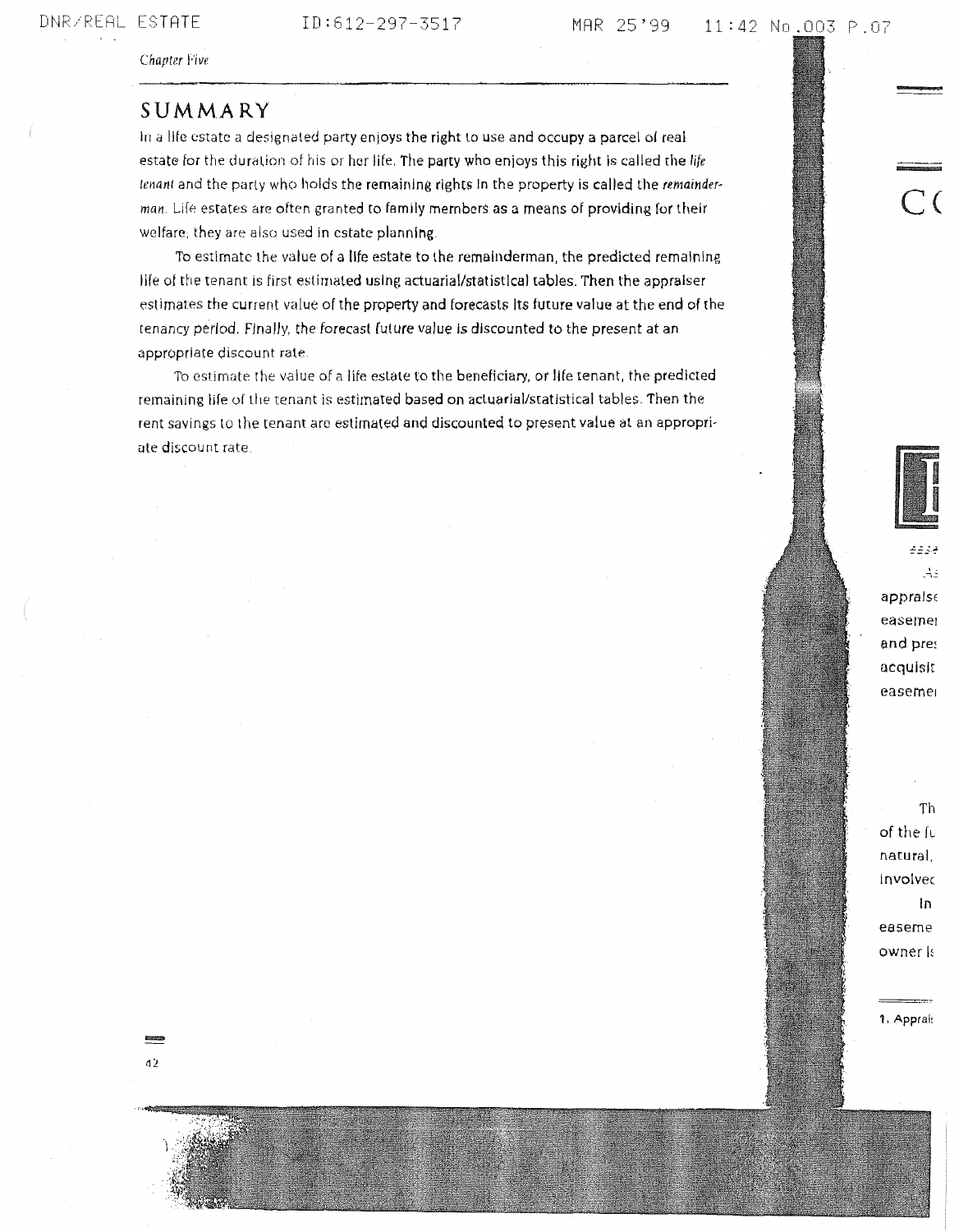## SUMMARY

In a life estate a designated party enjoys the right to use and occupy a parcel of real estate for the duration of his or her life. The party who enjoys this right is called the *life tenant* and the party who holds the remaining rights in the property is called the *remainderman*. Life estates are often granted to family members as a means of providing for their welfare; they are also used in estate planning.

To estimate the value of a life estate to the remainderman, the predicted remaining life of the tenant is first estimated using actuarial/statistical tables. Then the appraiser estimates the current value of the property and forecasts its future value at the end of the tenancy period. Finally, the forecast future value is discounted to the present at an appropriate discount rate.

To estimate the value of a life estate to the beneficiary, or life tenant, the predicted remaining life of the tenant is estimated based on actuarial/statistical tables. Then the rent savings to the tenant are estimated and discounted to present value at an appropriate discount rate.